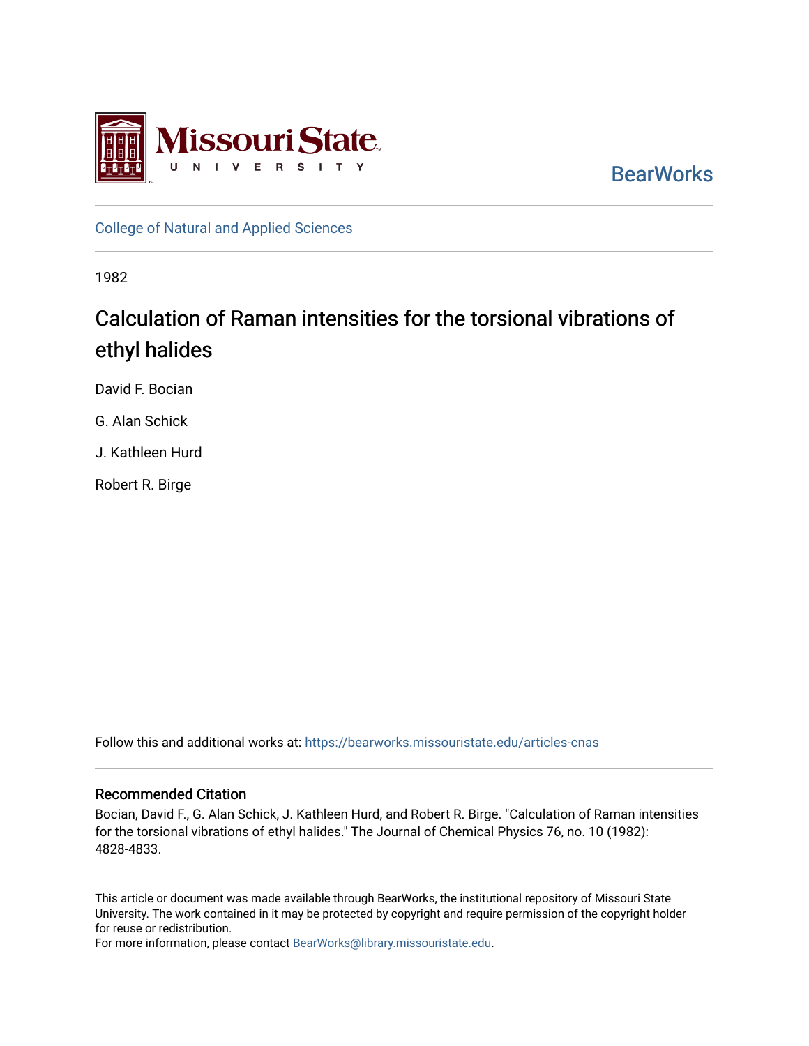Missouri State University

BearWorks

College of Natural and Applied Sciences

1982

# Calculation of Raman intensities for the torsional vibrations of ethyl halides

David F. Bocian

G. Alan Schick

J. Kathleen Hurd

Robert R. Birge

Follow this and additional works at: https://bearworks.missouristate.edu/articles-cnas

## Recommended Citation

Bocian, David F., G. Alan Schick, J. Kathleen Hurd, and Robert R. Birge. "Calculation of Raman intensities for the torsional vibrations of ethyl halides." The Journal of Chemical Physics 76, no. 10 (1982): 4828-4833.

This article or document was made available through BearWorks, the institutional repository of Missouri State University. The work contained in it may be protected by copyright and require permission of the copyright holder for reuse or redistribution.

For more information, please contact BearWorks@library.missouristate.edu.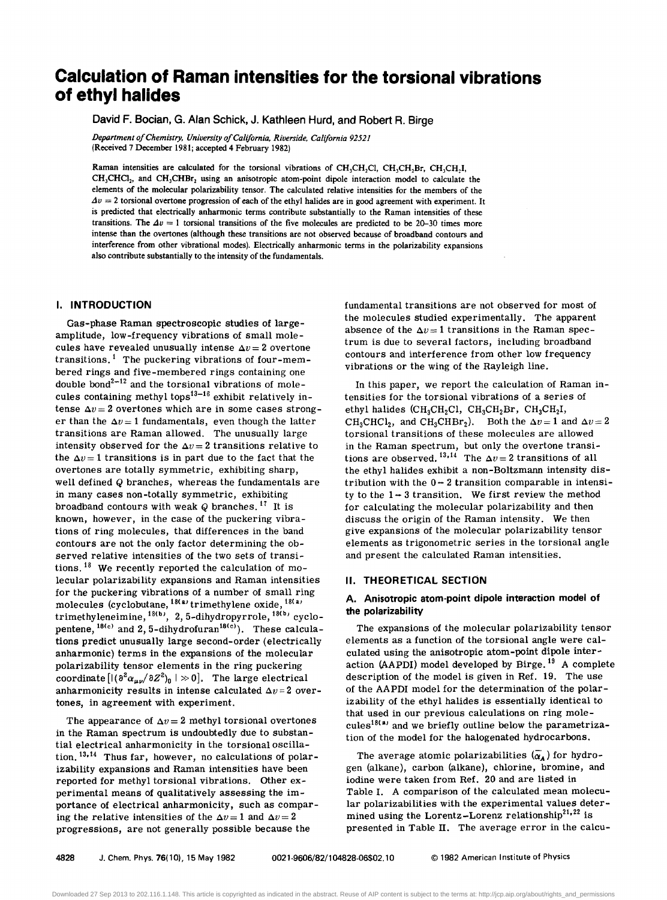# Calculation of Raman intensities for the torsional vibrations of ethyl halides

David F. Bocian, G. Alan Schick, J. Kathleen Hurd, and Robert R. Birge

*Department of Chemistry, University of California, Riverside, California 92521*
(Received 7 December 1981; accepted 4 February 1982)

Raman intensities are calculated for the torsional vibrations of $CH_3CH_2Cl$, $CH_3CH_2Br$, $CH_3CH_2I$, $CH_3CHCl_2$, and $CH_3CHBr_2$ using an anisotropic atom-point dipole interaction model to calculate the elements of the molecular polarizability tensor. The calculated relative intensities for the members of the $\Delta v = 2$ torsional overtone progression of each of the ethyl halides are in good agreement with experiment. It is predicted that electrically anharmonic terms contribute substantially to the Raman intensities of these transitions. The $\Delta v = 1$ torsional transitions of the five molecules are predicted to be 20–30 times more intense than the overtones (although these transitions are not observed because of broadband contours and interference from other vibrational modes). Electrically anharmonic terms in the polarizability expansions also contribute substantially to the intensity of the fundamentals.

## I. INTRODUCTION

Gas-phase Raman spectroscopic studies of large-amplitude, low-frequency vibrations of small molecules have revealed unusually intense $\Delta v = 2$ overtone transitions.[1] The puckering vibrations of four-membered rings and five-membered rings containing one double bond[2–12] and the torsional vibrations of molecules containing methyl tops[13–16] exhibit relatively intense $\Delta v = 2$ overtones which are in some cases stronger than the $\Delta v = 1$ fundamentals, even though the latter transitions are Raman allowed. The unusually large intensity observed for the $\Delta v = 2$ transitions relative to the $\Delta v = 1$ transitions is in part due to the fact that the overtones are totally symmetric, exhibiting sharp, well defined $Q$ branches, whereas the fundamentals are in many cases non-totally symmetric, exhibiting broadband contours with weak $Q$ branches.[17] It is known, however, in the case of the puckering vibrations of ring molecules, that differences in the band contours are not the only factor determining the observed relative intensities of the two sets of transitions.[18] We recently reported the calculation of molecular polarizability expansions and Raman intensities for the puckering vibrations of a number of small ring molecules (cyclobutane,[18(a)] trimethylene oxide,[18(a)] trimethyleneimine,[18(b)] 2, 5-dihydropyrrole,[18(b)] cyclopentene,[18(c)] and 2, 5-dihydrofuran[18(c)]). These calculations predict unusually large second-order (electrically anharmonic) terms in the expansions of the molecular polarizability tensor elements in the ring puckering coordinate $[|(\partial^2\alpha_{\mu\nu}/\partial Z^2)_0| \gg 0]$. The large electrical anharmonicity results in intense calculated $\Delta v = 2$ overtones, in agreement with experiment.

The appearance of $\Delta v = 2$ methyl torsional overtones in the Raman spectrum is undoubtedly due to substantial electrical anharmonicity in the torsional oscillation.[13,14] Thus far, however, no calculations of polarizability expansions and Raman intensities have been reported for methyl torsional vibrations. Other experimental means of qualitatively assessing the importance of electrical anharmonicity, such as comparing the relative intensities of the $\Delta v = 1$ and $\Delta v = 2$ progressions, are not generally possible because the fundamental transitions are not observed for most of the molecules studied experimentally. The apparent absence of the $\Delta v = 1$ transitions in the Raman spectrum is due to several factors, including broadband contours and interference from other low frequency vibrations or the wing of the Rayleigh line.

In this paper, we report the calculation of Raman intensities for the torsional vibrations of a series of ethyl halides ($CH_3CH_2Cl$, $CH_3CH_2Br$, $CH_3CH_2I$, $CH_3CHCl_2$, and $CH_3CHBr_2$). Both the $\Delta v = 1$ and $\Delta v = 2$ torsional transitions of these molecules are allowed in the Raman spectrum, but only the overtone transitions are observed.[13,14] The $\Delta v = 2$ transitions of all the ethyl halides exhibit a non-Boltzmann intensity distribution with the $0 \rightarrow 2$ transition comparable in intensity to the $1 \rightarrow 3$ transition. We first review the method for calculating the molecular polarizability and then discuss the origin of the Raman intensity. We then give expansions of the molecular polarizability tensor elements as trigonometric series in the torsional angle and present the calculated Raman intensities.

## II. THEORETICAL SECTION

### A. Anisotropic atom-point dipole interaction model of the polarizability

The expansions of the molecular polarizability tensor elements as a function of the torsional angle were calculated using the anisotropic atom-point dipole interaction (AAPDI) model developed by Birge.[19] A complete description of the model is given in Ref. 19. The use of the AAPDI model for the determination of the polarizability of the ethyl halides is essentially identical to that used in our previous calculations on ring molecules[18(a)] and we briefly outline below the parametrization of the model for the halogenated hydrocarbons.

The average atomic polarizabilities ($\bar{\alpha}_A$) for hydrogen (alkane), carbon (alkane), chlorine, bromine, and iodine were taken from Ref. 20 and are listed in Table I. A comparison of the calculated mean molecular polarizabilities with the experimental values determined using the Lorentz–Lorenz relationship[21,22] is presented in Table II. The average error in the calcu-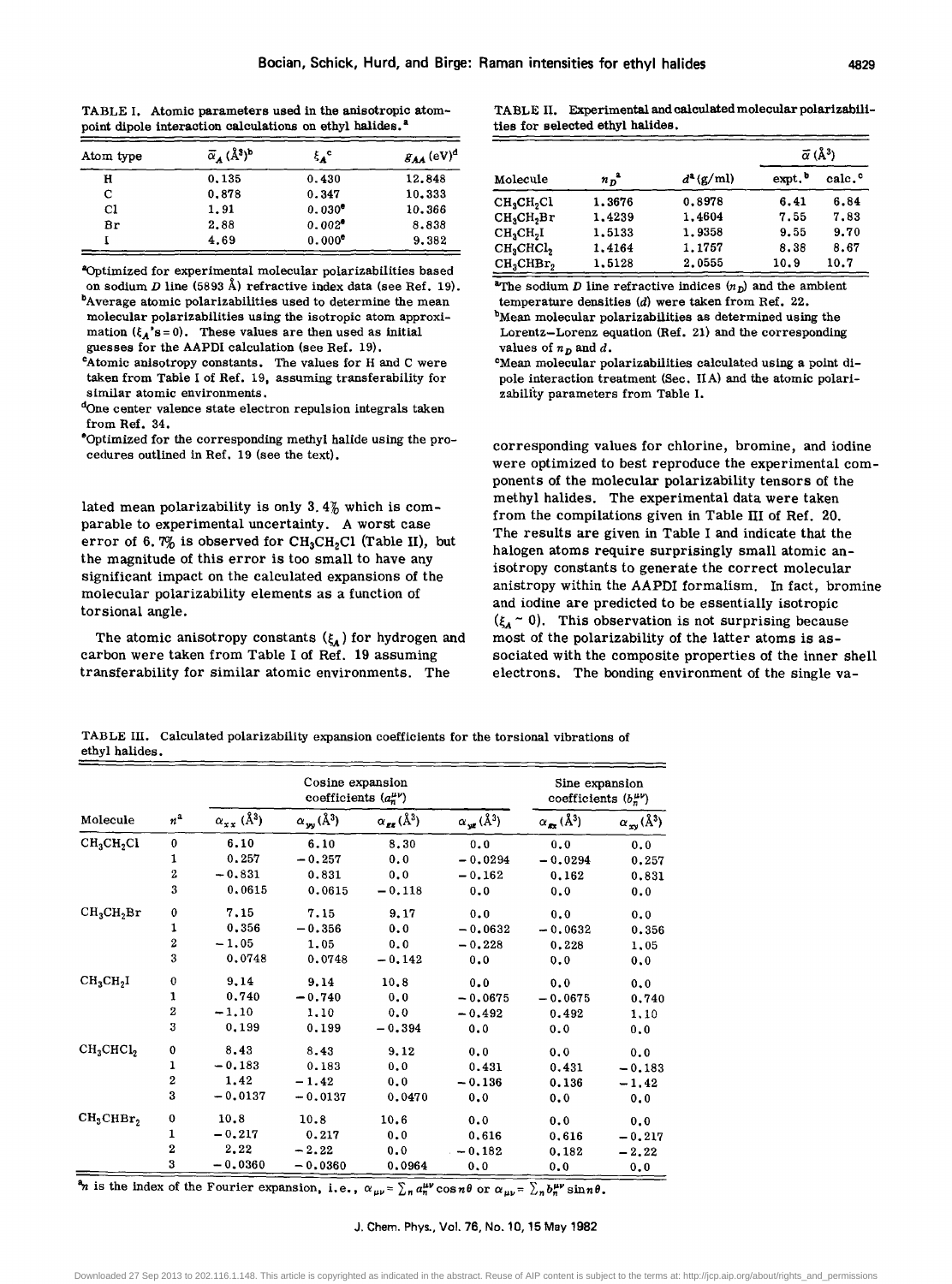TABLE I. Atomic parameters used in the anisotropic atom-point dipole interaction calculations on ethyl halides.[a]

| Atom type | $\bar{\alpha}_A$ (Å$^3$)[b] | $\xi_A$[c] | $g_{AA}$ (eV)[d] |
|---|---|---|---|
| H | 0.135 | 0.430 | 12.848 |
| C | 0.878 | 0.347 | 10.333 |
| Cl | 1.91 | 0.030[e] | 10.366 |
| Br | 2.88 | 0.002[e] | 8.838 |
| I | 4.69 | 0.000[e] | 9.382 |

[a]Optimized for experimental molecular polarizabilities based on sodium $D$ line (5893 Å) refractive index data (see Ref. 19).
[b]Average atomic polarizabilities used to determine the mean molecular polarizabilities using the isotropic atom approximation ($\xi_A$'s = 0). These values are then used as initial guesses for the AAPDI calculation (see Ref. 19).
[c]Atomic anisotropy constants. The values for H and C were taken from Table I of Ref. 19, assuming transferability for similar atomic environments.
[d]One center valence state electron repulsion integrals taken from Ref. 34.
[e]Optimized for the corresponding methyl halide using the procedures outlined in Ref. 19 (see the text).

TABLE II. Experimental and calculated molecular polarizabilities for selected ethyl halides.

| | | | $\bar{\alpha}$ (Å$^3$) | |
|---|---|---|---|---|
| Molecule | $n_D$[a] | $d$[a] (g/ml) | expt.[b] | calc.[c] |
| $CH_3CH_2Cl$ | 1.3676 | 0.8978 | 6.41 | 6.84 |
| $CH_3CH_2Br$ | 1.4239 | 1.4604 | 7.55 | 7.83 |
| $CH_3CH_2I$ | 1.5133 | 1.9358 | 9.55 | 9.70 |
| $CH_3CHCl_2$ | 1.4164 | 1.1757 | 8.38 | 8.67 |
| $CH_3CHBr_2$ | 1.5128 | 2.0555 | 10.9 | 10.7 |

[a]The sodium $D$ line refractive indices ($n_D$) and the ambient temperature densities ($d$) were taken from Ref. 22.
[b]Mean molecular polarizabilities as determined using the Lorentz–Lorenz equation (Ref. 21) and the corresponding values of $n_D$ and $d$.
[c]Mean molecular polarizabilities calculated using a point dipole interaction treatment (Sec. II A) and the atomic polarizability parameters from Table I.

lated mean polarizability is only 3.4% which is comparable to experimental uncertainty. A worst case error of 6.7% is observed for $CH_3CH_2Cl$ (Table II), but the magnitude of this error is too small to have any significant impact on the calculated expansions of the molecular polarizability elements as a function of torsional angle.

The atomic anisotropy constants ($\xi_A$) for hydrogen and carbon were taken from Table I of Ref. 19 assuming transferability for similar atomic environments. The corresponding values for chlorine, bromine, and iodine were optimized to best reproduce the experimental components of the molecular polarizability tensors of the methyl halides. The experimental data were taken from the compilations given in Table III of Ref. 20. The results are given in Table I and indicate that the halogen atoms require surprisingly small atomic anisotropy constants to generate the correct molecular anistropy within the AAPDI formalism. In fact, bromine and iodine are predicted to be essentially isotropic ($\xi_A \sim 0$). This observation is not surprising because most of the polarizability of the latter atoms is associated with the composite properties of the inner shell electrons. The bonding environment of the single va-

TABLE III. Calculated polarizability expansion coefficients for the torsional vibrations of ethyl halides.

| | | Cosine expansion coefficients ($a_n^{\mu\nu}$) | | | | Sine expansion coefficients ($b_n^{\mu\nu}$) | |
|---|---|---|---|---|---|---|---|
| Molecule | $n$[a] | $\alpha_{xx}$ (Å$^3$) | $\alpha_{yy}$ (Å$^3$) | $\alpha_{zz}$ (Å$^3$) | $\alpha_{yz}$ (Å$^3$) | $\alpha_{xz}$ (Å$^3$) | $\alpha_{xy}$ (Å$^3$) |
| $CH_3CH_2Cl$ | 0 | 6.10 | 6.10 | 8.30 | 0.0 | 0.0 | 0.0 |
| | 1 | 0.257 | −0.257 | 0.0 | −0.0294 | −0.0294 | 0.257 |
| | 2 | −0.831 | 0.831 | 0.0 | −0.162 | 0.162 | 0.831 |
| | 3 | 0.0615 | 0.0615 | −0.118 | 0.0 | 0.0 | 0.0 |
| $CH_3CH_2Br$ | 0 | 7.15 | 7.15 | 9.17 | 0.0 | 0.0 | 0.0 |
| | 1 | 0.356 | −0.356 | 0.0 | −0.0632 | −0.0632 | 0.356 |
| | 2 | −1.05 | 1.05 | 0.0 | −0.228 | 0.228 | 1.05 |
| | 3 | 0.0748 | 0.0748 | −0.142 | 0.0 | 0.0 | 0.0 |
| $CH_3CH_2I$ | 0 | 9.14 | 9.14 | 10.8 | 0.0 | 0.0 | 0.0 |
| | 1 | 0.740 | −0.740 | 0.0 | −0.0675 | −0.0675 | 0.740 |
| | 2 | −1.10 | 1.10 | 0.0 | −0.492 | 0.492 | 1.10 |
| | 3 | 0.199 | 0.199 | −0.394 | 0.0 | 0.0 | 0.0 |
| $CH_3CHCl_2$ | 0 | 8.43 | 8.43 | 9.12 | 0.0 | 0.0 | 0.0 |
| | 1 | −0.183 | 0.183 | 0.0 | 0.431 | 0.431 | −0.183 |
| | 2 | 1.42 | −1.42 | 0.0 | −0.136 | 0.136 | −1.42 |
| | 3 | −0.0137 | −0.0137 | 0.0470 | 0.0 | 0.0 | 0.0 |
| $CH_3CHBr_2$ | 0 | 10.8 | 10.8 | 10.6 | 0.0 | 0.0 | 0.0 |
| | 1 | −0.217 | 0.217 | 0.0 | 0.616 | 0.616 | −0.217 |
| | 2 | 2.22 | −2.22 | 0.0 | −0.182 | 0.182 | −2.22 |
| | 3 | −0.0360 | −0.0360 | 0.0964 | 0.0 | 0.0 | 0.0 |

[a]$n$ is the index of the Fourier expansion, i.e., $\alpha_{\mu\nu} = \sum_n a_n^{\mu\nu} \cos n\theta$ or $\alpha_{\mu\nu} = \sum_n b_n^{\mu\nu} \sin n\theta$.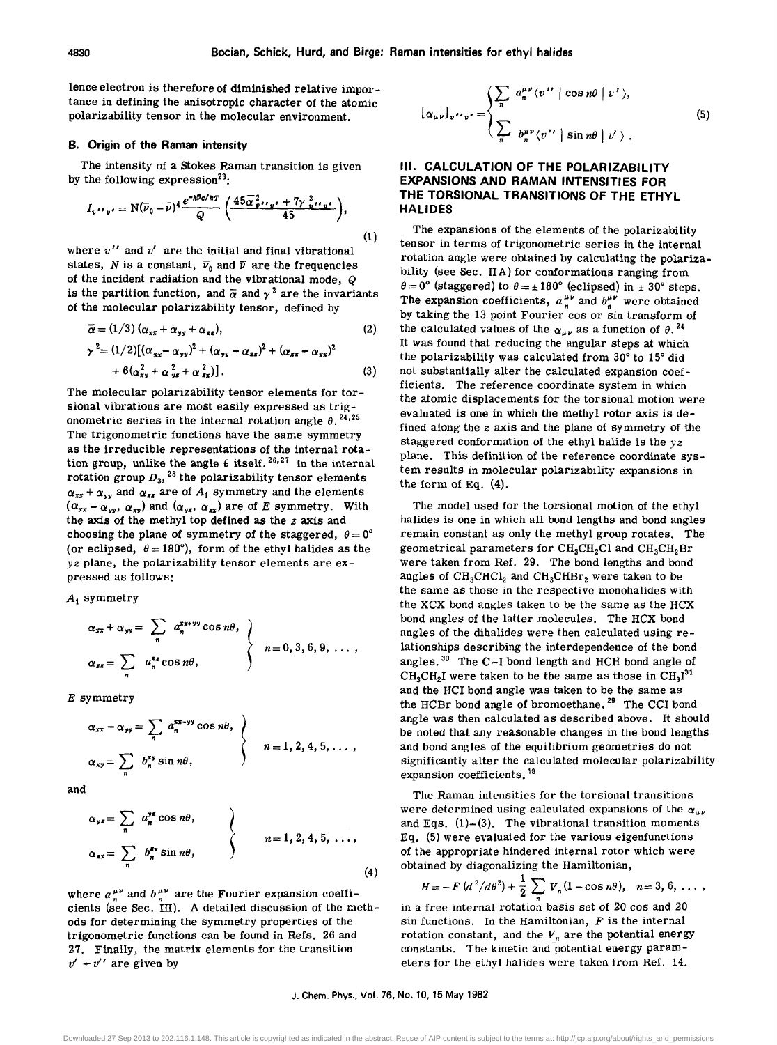lence electron is therefore of diminished relative importance in defining the anisotropic character of the atomic polarizability tensor in the molecular environment.

### B. Origin of the Raman intensity

The intensity of a Stokes Raman transition is given by the following expression[23]:

$$I_{v''v'} = N(\bar{\nu}_0 - \bar{\nu})^4 \frac{e^{-h\bar{\nu}c/kT}}{Q}\left(\frac{45\bar{\alpha}^2_{v''v'} + 7\gamma^2_{v''v'}}{45}\right), \tag{1}$$

where $v''$ and $v'$ are the initial and final vibrational states, $N$ is a constant, $\bar{\nu}_0$ and $\bar{\nu}$ are the frequencies of the incident radiation and the vibrational mode, $Q$ is the partition function, and $\bar{\alpha}$ and $\gamma^2$ are the invariants of the molecular polarizability tensor, defined by

$$\bar{\alpha} = (1/3)(\alpha_{xx} + \alpha_{yy} + \alpha_{zz}), \tag{2}$$

$$\gamma^2 = (1/2)[(\alpha_{xx} - \alpha_{yy})^2 + (\alpha_{yy} - \alpha_{zz})^2 + (\alpha_{zz} - \alpha_{xx})^2 + 6(\alpha^2_{xy} + \alpha^2_{yz} + \alpha^2_{zx})]. \tag{3}$$

The molecular polarizability tensor elements for torsional vibrations are most easily expressed as trigonometric series in the internal rotation angle $\theta$.[24,25] The trigonometric functions have the same symmetry as the irreducible representations of the internal rotation group, unlike the angle $\theta$ itself.[26,27] In the internal rotation group $D_3$,[28] the polarizability tensor elements $\alpha_{xx} + \alpha_{yy}$ and $\alpha_{zz}$ are of $A_1$ symmetry and the elements $(\alpha_{xx} - \alpha_{yy}, \alpha_{xy})$ and $(\alpha_{yz}, \alpha_{zx})$ are of $E$ symmetry. With the axis of the methyl top defined as the $z$ axis and choosing the plane of symmetry of the staggered, $\theta = 0°$ (or eclipsed, $\theta = 180°$), form of the ethyl halides as the $yz$ plane, the polarizability tensor elements are expressed as follows:

$A_1$ symmetry

$$\left.\begin{aligned} \alpha_{xx} + \alpha_{yy} &= \sum_n a_n^{xx+yy} \cos n\theta, \\ \alpha_{zz} &= \sum_n a_n^{zz} \cos n\theta, \end{aligned}\right\} \quad n = 0, 3, 6, 9, \ldots,$$

$E$ symmetry

$$\left.\begin{aligned} \alpha_{xx} - \alpha_{yy} &= \sum_n a_n^{xx-yy} \cos n\theta, \\ \alpha_{xy} &= \sum_n b_n^{xy} \sin n\theta, \end{aligned}\right\} \quad n = 1, 2, 4, 5, \ldots,$$

and

$$\left.\begin{aligned} \alpha_{yz} &= \sum_n a_n^{yz} \cos n\theta, \\ \alpha_{zx} &= \sum_n b_n^{zx} \sin n\theta, \end{aligned}\right\} \quad n = 1, 2, 4, 5, \ldots, \tag{4}$$

where $a_n^{\mu\nu}$ and $b_n^{\mu\nu}$ are the Fourier expansion coefficients (see Sec. III). A detailed discussion of the methods for determining the symmetry properties of the trigonometric functions can be found in Refs. 26 and 27. Finally, the matrix elements for the transition $v' \leftarrow v''$ are given by

$$[\alpha_{\mu\nu}]_{v''v'} = \begin{cases} \sum_n a_n^{\mu\nu} \langle v'' \mid \cos n\theta \mid v' \rangle, \\ \sum_n b_n^{\mu\nu} \langle v'' \mid \sin n\theta \mid v' \rangle. \end{cases} \tag{5}$$

## III. CALCULATION OF THE POLARIZABILITY EXPANSIONS AND RAMAN INTENSITIES FOR THE TORSIONAL TRANSITIONS OF THE ETHYL HALIDES

The expansions of the elements of the polarizability tensor in terms of trigonometric series in the internal rotation angle were obtained by calculating the polarizability (see Sec. II A) for conformations ranging from $\theta = 0°$ (staggered) to $\theta = \pm 180°$ (eclipsed) in $\pm 30°$ steps. The expansion coefficients, $a_n^{\mu\nu}$ and $b_n^{\mu\nu}$ were obtained by taking the 13 point Fourier cos or sin transform of the calculated values of the $\alpha_{\mu\nu}$ as a function of $\theta$.[24] It was found that reducing the angular steps at which the polarizability was calculated from 30° to 15° did not substantially alter the calculated expansion coefficients. The reference coordinate system in which the atomic displacements for the torsional motion were evaluated is one in which the methyl rotor axis is defined along the $z$ axis and the plane of symmetry of the staggered conformation of the ethyl halide is the $yz$ plane. This definition of the reference coordinate system results in molecular polarizability expansions in the form of Eq. (4).

The model used for the torsional motion of the ethyl halides is one in which all bond lengths and bond angles remain constant as only the methyl group rotates. The geometrical parameters for $CH_3CH_2Cl$ and $CH_3CH_2Br$ were taken from Ref. 29. The bond lengths and bond angles of $CH_3CHCl_2$ and $CH_3CHBr_2$ were taken to be the same as those in the respective monohalides with the XCX bond angles taken to be the same as the HCX bond angles of the latter molecules. The HCX bond angles of the dihalides were then calculated using relationships describing the interdependence of the bond angles.[30] The C–I bond length and HCH bond angle of $CH_3CH_2I$ were taken to be the same as those in $CH_3I$[31] and the HCI bond angle was taken to be the same as the HCBr bond angle of bromoethane.[29] The CCI bond angle was then calculated as described above. It should be noted that any reasonable changes in the bond lengths and bond angles of the equilibrium geometries do not significantly alter the calculated molecular polarizability expansion coefficients.[18]

The Raman intensities for the torsional transitions were determined using calculated expansions of the $\alpha_{\mu\nu}$ and Eqs. (1)–(3). The vibrational transition moments Eq. (5) were evaluated for the various eigenfunctions of the appropriate hindered internal rotor which were obtained by diagonalizing the Hamiltonian,

$$H = -F\,(d^2/d\theta^2) + \frac{1}{2}\sum_n V_n(1 - \cos n\theta), \quad n = 3, 6, \ldots,$$

in a free internal rotation basis set of 20 cos and 20 sin functions. In the Hamiltonian, $F$ is the internal rotation constant, and the $V_n$ are the potential energy constants. The kinetic and potential energy parameters for the ethyl halides were taken from Ref. 14.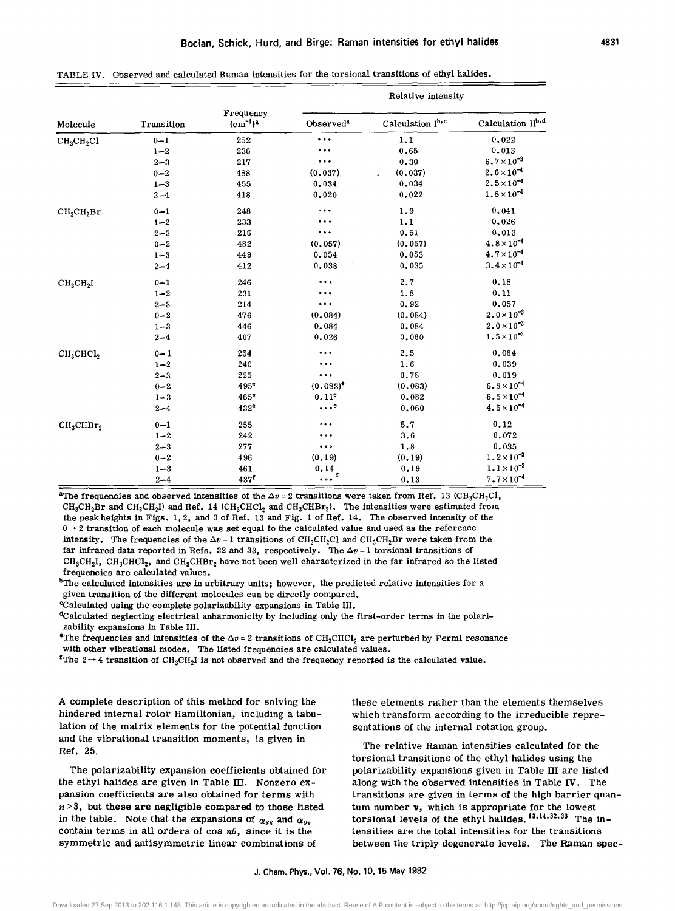TABLE IV. Observed and calculated Raman intensities for the torsional transitions of ethyl halides.

| Molecule | Transition | Frequency ($cm^{-1}$)[a] | Relative intensity | | |
|---|---|---|---|---|---|
| | | | Observed[a] | Calculation I[b,c] | Calculation II[b,d] |
| $CH_3CH_2Cl$ | 0–1 | 252 | ... | 1.1 | 0.022 |
| | 1–2 | 236 | ... | 0.65 | 0.013 |
| | 2–3 | 217 | ... | 0.30 | $6.7\times10^{-3}$ |
| | 0–2 | 488 | (0.037) | (0.037) | $2.6\times10^{-4}$ |
| | 1–3 | 455 | 0.034 | 0.034 | $2.5\times10^{-4}$ |
| | 2–4 | 418 | 0.020 | 0.022 | $1.8\times10^{-4}$ |
| $CH_3CH_2Br$ | 0–1 | 248 | ... | 1.9 | 0.041 |
| | 1–2 | 233 | ... | 1.1 | 0.026 |
| | 2–3 | 216 | ... | 0.51 | 0.013 |
| | 0–2 | 482 | (0.057) | (0.057) | $4.8\times10^{-4}$ |
| | 1–3 | 449 | 0.054 | 0.053 | $4.7\times10^{-4}$ |
| | 2–4 | 412 | 0.038 | 0.035 | $3.4\times10^{-4}$ |
| $CH_3CH_2I$ | 0–1 | 246 | ... | 2.7 | 0.18 |
| | 1–2 | 231 | ... | 1.8 | 0.11 |
| | 2–3 | 214 | ... | 0.92 | 0.057 |
| | 0–2 | 476 | (0.084) | (0.084) | $2.0\times10^{-3}$ |
| | 1–3 | 446 | 0.084 | 0.084 | $2.0\times10^{-3}$ |
| | 2–4 | 407 | 0.026 | 0.060 | $1.5\times10^{-3}$ |
| $CH_3CHCl_2$ | 0–1 | 254 | ... | 2.5 | 0.064 |
| | 1–2 | 240 | ... | 1.6 | 0.039 |
| | 2–3 | 225 | ... | 0.78 | 0.019 |
| | 0–2 | 495[e] | (0.083)[e] | (0.083) | $6.8\times10^{-4}$ |
| | 1–3 | 465[e] | 0.11[e] | 0.082 | $6.5\times10^{-4}$ |
| | 2–4 | 432[e] | ...[e] | 0.060 | $4.5\times10^{-4}$ |
| $CH_3CHBr_2$ | 0–1 | 255 | ... | 5.7 | 0.12 |
| | 1–2 | 242 | ... | 3.6 | 0.072 |
| | 2–3 | 277 | ... | 1.8 | 0.035 |
| | 0–2 | 496 | (0.19) | (0.19) | $1.2\times10^{-3}$ |
| | 1–3 | 461 | 0.14 | 0.19 | $1.1\times10^{-3}$ |
| | 2–4 | 437[f] | ...[f] | 0.13 | $7.7\times10^{-4}$ |

[a]The frequencies and observed intensities of the $\Delta v = 2$ transitions were taken from Ref. 13 ($CH_3CH_2Cl$, $CH_3CH_2Br$ and $CH_3CH_2I$) and Ref. 14 ($CH_3CHCl_2$ and $CH_3CHBr_2$). The intensities were estimated from the peak heights in Figs. 1, 2, and 3 of Ref. 13 and Fig. 1 of Ref. 14. The observed intensity of the $0\rightarrow2$ transition of each molecule was set equal to the calculated value and used as the reference intensity. The frequencies of the $\Delta v = 1$ transitions of $CH_3CH_2Cl$ and $CH_3CH_2Br$ were taken from the far infrared data reported in Refs. 32 and 33, respectively. The $\Delta v = 1$ torsional transitions of $CH_3CH_2I$, $CH_3CHCl_2$, and $CH_3CHBr_2$ have not been well characterized in the far infrared so the listed frequencies are calculated values.

[b]The calculated intensities are in arbitrary units; however, the predicted relative intensities for a given transition of the different molecules can be directly compared.

[c]Calculated using the complete polarizability expansions in Table III.

[d]Calculated neglecting electrical anharmonicity by including only the first-order terms in the polarizability expansions in Table III.

[e]The frequencies and intensities of the $\Delta v = 2$ transitions of $CH_3CHCl_2$ are perturbed by Fermi resonance with other vibrational modes. The listed frequencies are calculated values.

[f]The $2\rightarrow4$ transition of $CH_3CH_2I$ is not observed and the frequency reported is the calculated value.

A complete description of this method for solving the hindered internal rotor Hamiltonian, including a tabulation of the matrix elements for the potential function and the vibrational transition moments, is given in Ref. 25.

The polarizability expansion coefficients obtained for the ethyl halides are given in Table III. Nonzero expansion coefficients are also obtained for terms with $n > 3$, but these are negligible compared to those listed in the table. Note that the expansions of $\alpha_{xx}$ and $\alpha_{yy}$ contain terms in all orders of $\cos n\theta$, since it is the symmetric and antisymmetric linear combinations of these elements rather than the elements themselves which transform according to the irreducible representations of the internal rotation group.

The relative Raman intensities calculated for the torsional transitions of the ethyl halides using the polarizability expansions given in Table III are listed along with the observed intensities in Table IV. The transitions are given in terms of the high barrier quantum number v, which is appropriate for the lowest torsional levels of the ethyl halides.[13,14,32,33] The intensities are the total intensities for the transitions between the triply degenerate levels. The Raman spec-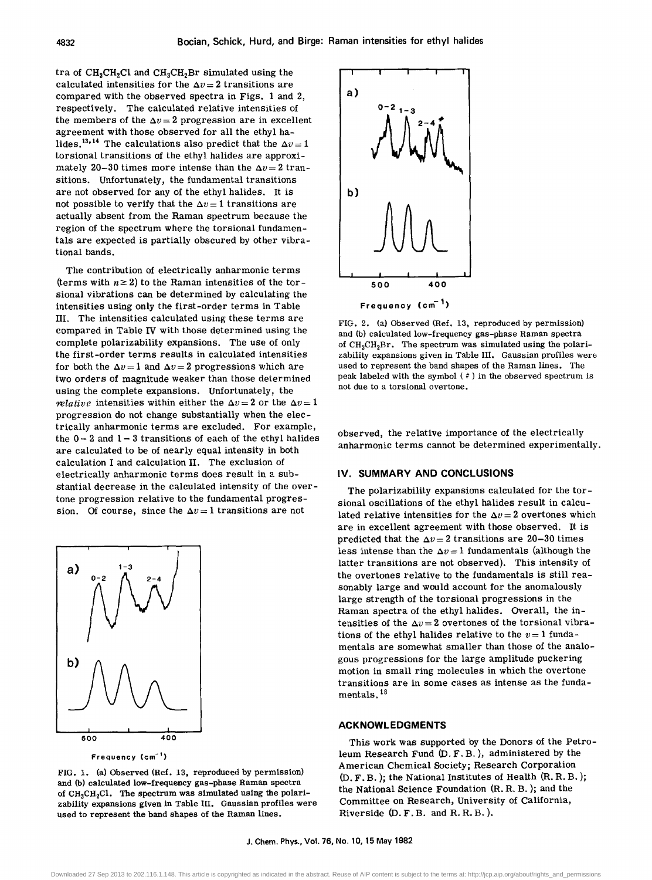tra of $CH_3CH_2Cl$ and $CH_3CH_2Br$ simulated using the calculated intensities for the $\Delta v = 2$ transitions are compared with the observed spectra in Figs. 1 and 2, respectively. The calculated relative intensities of the members of the $\Delta v = 2$ progression are in excellent agreement with those observed for all the ethyl halides.[13,14] The calculations also predict that the $\Delta v = 1$ torsional transitions of the ethyl halides are approximately 20–30 times more intense than the $\Delta v = 2$ transitions. Unfortunately, the fundamental transitions are not observed for any of the ethyl halides. It is not possible to verify that the $\Delta v = 1$ transitions are actually absent from the Raman spectrum because the region of the spectrum where the torsional fundamentals are expected is partially obscured by other vibrational bands.

The contribution of electrically anharmonic terms (terms with $n \geq 2$) to the Raman intensities of the torsional vibrations can be determined by calculating the intensities using only the first-order terms in Table III. The intensities calculated using these terms are compared in Table IV with those determined using the complete polarizability expansions. The use of only the first-order terms results in calculated intensities for both the $\Delta v = 1$ and $\Delta v = 2$ progressions which are two orders of magnitude weaker than those determined using the complete expansions. Unfortunately, the *relative* intensities within either the $\Delta v = 2$ or the $\Delta v = 1$ progression do not change substantially when the electrically anharmonic terms are excluded. For example, the $0 - 2$ and $1 - 3$ transitions of each of the ethyl halides are calculated to be of nearly equal intensity in both calculation I and calculation II. The exclusion of electrically anharmonic terms does result in a substantial decrease in the calculated intensity of the overtone progression relative to the fundamental progression. Of course, since the $\Delta v = 1$ transitions are not observed, the relative importance of the electrically anharmonic terms cannot be determined experimentally.

FIG. 1. (a) Observed (Ref. 13, reproduced by permission) and (b) calculated low-frequency gas-phase Raman spectra of $CH_3CH_2Cl$. The spectrum was simulated using the polarizability expansions given in Table III. Gaussian profiles were used to represent the band shapes of the Raman lines.

FIG. 2. (a) Observed (Ref. 13, reproduced by permission) and (b) calculated low-frequency gas-phase Raman spectra of $CH_3CH_2Br$. The spectrum was simulated using the polarizability expansions given in Table III. Gaussian profiles were used to represent the band shapes of the Raman lines. The peak labeled with the symbol (#) in the observed spectrum is not due to a torsional overtone.

## IV. SUMMARY AND CONCLUSIONS

The polarizability expansions calculated for the torsional oscillations of the ethyl halides result in calculated relative intensities for the $\Delta v = 2$ overtones which are in excellent agreement with those observed. It is predicted that the $\Delta v = 2$ transitions are 20–30 times less intense than the $\Delta v = 1$ fundamentals (although the latter transitions are not observed). This intensity of the overtones relative to the fundamentals is still reasonably large and would account for the anomalously large strength of the torsional progressions in the Raman spectra of the ethyl halides. Overall, the intensities of the $\Delta v = 2$ overtones of the torsional vibrations of the ethyl halides relative to the $v = 1$ fundamentals are somewhat smaller than those of the analogous progressions for the large amplitude puckering motion in small ring molecules in which the overtone transitions are in some cases as intense as the fundamentals.[18]

## ACKNOWLEDGMENTS

This work was supported by the Donors of the Petroleum Research Fund (D. F. B.), administered by the American Chemical Society; Research Corporation (D. F. B.); the National Institutes of Health (R. R. B.); the National Science Foundation (R. R. B.); and the Committee on Research, University of California, Riverside (D. F. B. and R. R. B.).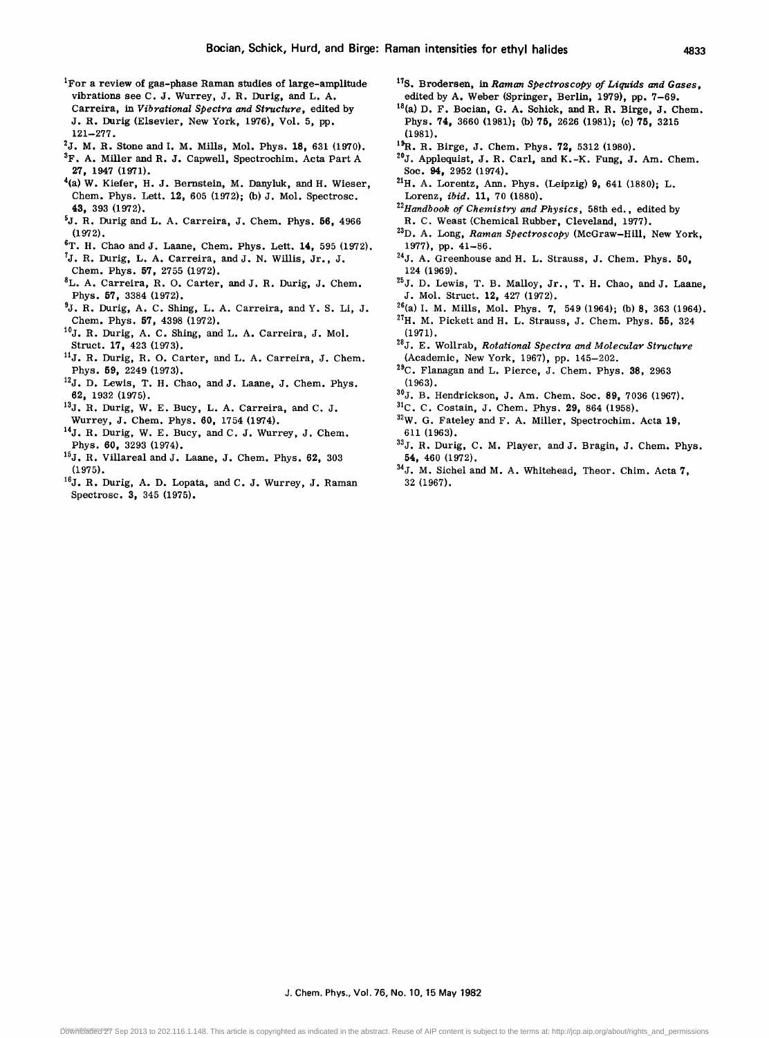[1]For a review of gas-phase Raman studies of large-amplitude vibrations see C. J. Wurrey, J. R. Durig, and L. A. Carreira, in *Vibrational Spectra and Structure*, edited by J. R. Durig (Elsevier, New York, 1976), Vol. 5, pp. 121–277.

[2]J. M. R. Stone and I. M. Mills, Mol. Phys. **18**, 631 (1970).

[3]F. A. Miller and R. J. Capwell, Spectrochim. Acta Part A **27**, 1947 (1971).

[4](a) W. Kiefer, H. J. Bernstein, M. Danyluk, and H. Wieser, Chem. Phys. Lett. **12**, 605 (1972); (b) J. Mol. Spectrosc. **43**, 393 (1972).

[5]J. R. Durig and L. A. Carreira, J. Chem. Phys. **56**, 4966 (1972).

[6]T. H. Chao and J. Laane, Chem. Phys. Lett. **14**, 595 (1972).

[7]J. R. Durig, L. A. Carreira, and J. N. Willis, Jr., J. Chem. Phys. **57**, 2755 (1972).

[8]L. A. Carreira, R. O. Carter, and J. R. Durig, J. Chem. Phys. **57**, 3384 (1972).

[9]J. R. Durig, A. C. Shing, L. A. Carreira, and Y. S. Li, J. Chem. Phys. **57**, 4398 (1972).

[10]J. R. Durig, A. C. Shing, and L. A. Carreira, J. Mol. Struct. **17**, 423 (1973).

[11]J. R. Durig, R. O. Carter, and L. A. Carreira, J. Chem. Phys. **59**, 2249 (1973).

[12]J. D. Lewis, T. H. Chao, and J. Laane, J. Chem. Phys. **62**, 1932 (1975).

[13]J. R. Durig, W. E. Bucy, L. A. Carreira, and C. J. Wurrey, J. Chem. Phys. **60**, 1754 (1974).

[14]J. R. Durig, W. E. Bucy, and C. J. Wurrey, J. Chem. Phys. **60**, 3293 (1974).

[15]J. R. Villareal and J. Laane, J. Chem. Phys. **62**, 303 (1975).

[16]J. R. Durig, A. D. Lopata, and C. J. Wurrey, J. Raman Spectrosc. **3**, 345 (1975).

[17]S. Brodersen, in *Raman Spectroscopy of Liquids and Gases*, edited by A. Weber (Springer, Berlin, 1979), pp. 7–69.

[18](a) D. F. Bocian, G. A. Schick, and R. R. Birge, J. Chem. Phys. **74**, 3660 (1981); (b) **75**, 2626 (1981); (c) **75**, 3215 (1981).

[19]R. R. Birge, J. Chem. Phys. **72**, 5312 (1980).

[20]J. Applequist, J. R. Carl, and K.-K. Fung, J. Am. Chem. Soc. **94**, 2952 (1974).

[21]H. A. Lorentz, Ann. Phys. (Leipzig) **9**, 641 (1880); L. Lorenz, *ibid.* **11**, 70 (1880).

[22]*Handbook of Chemistry and Physics*, 58th ed., edited by R. C. Weast (Chemical Rubber, Cleveland, 1977).

[23]D. A. Long, *Raman Spectroscopy* (McGraw-Hill, New York, 1977), pp. 41–86.

[24]J. A. Greenhouse and H. L. Strauss, J. Chem. Phys. **50**, 124 (1969).

[25]J. D. Lewis, T. B. Malloy, Jr., T. H. Chao, and J. Laane, J. Mol. Struct. **12**, 427 (1972).

[26](a) I. M. Mills, Mol. Phys. **7**, 549 (1964); (b) **8**, 363 (1964).

[27]H. M. Pickett and H. L. Strauss, J. Chem. Phys. **55**, 324 (1971).

[28]J. E. Wollrab, *Rotational Spectra and Molecular Structure* (Academic, New York, 1967), pp. 145–202.

[29]C. Flanagan and L. Pierce, J. Chem. Phys. **38**, 2963 (1963).

[30]J. B. Hendrickson, J. Am. Chem. Soc. **89**, 7036 (1967).

[31]C. C. Costain, J. Chem. Phys. **29**, 864 (1958).

[32]W. G. Fateley and F. A. Miller, Spectrochim. Acta **19**, 611 (1963).

[33]J. R. Durig, C. M. Player, and J. Bragin, J. Chem. Phys. **54**, 460 (1972).

[34]J. M. Sichel and M. A. Whitehead, Theor. Chim. Acta **7**, 32 (1967).